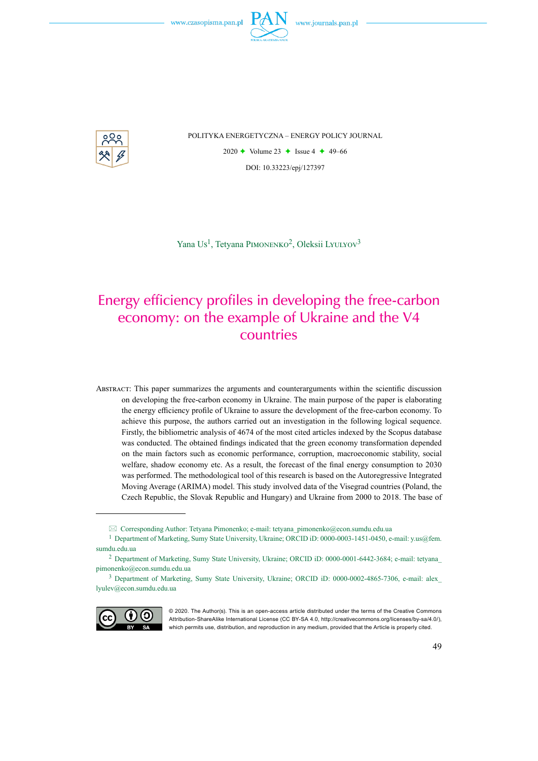POLITYKA ENERGETYCZNA – ENERGY POLICY JOURNAL

2020 ✦ Volume 23 ✦ Issue 4 ✦ 49–66

DOI: 10.33223/epj/127397

Yana Us[1], Tetyana Pimonenko[2], Oleksii Lyulyov[3]

# Energy efficiency profiles in developing the free-carbon economy: on the example of Ukraine and the V4 countries

Abstract: This paper summarizes the arguments and counterarguments within the scientific discussion on developing the free-carbon economy in Ukraine. The main purpose of the paper is elaborating the energy efficiency profile of Ukraine to assure the development of the free-carbon economy. To achieve this purpose, the authors carried out an investigation in the following logical sequence. Firstly, the bibliometric analysis of 4674 of the most cited articles indexed by the Scopus database was conducted. The obtained findings indicated that the green economy transformation depended on the main factors such as economic performance, corruption, macroeconomic stability, social welfare, shadow economy etc. As a result, the forecast of the final energy consumption to 2030 was performed. The methodological tool of this research is based on the Autoregressive Integrated Moving Average (ARIMA) model. This study involved data of the Visegrad countries (Poland, the Czech Republic, the Slovak Republic and Hungary) and Ukraine from 2000 to 2018. The base of

---

✉ Corresponding Author: Tetyana Pimonenko; e-mail: tetyana_pimonenko@econ.sumdu.edu.ua

[1] Department of Marketing, Sumy State University, Ukraine; ORCID iD: 0000-0003-1451-0450, e-mail: y.us@fem.sumdu.edu.ua

[2] Department of Marketing, Sumy State University, Ukraine; ORCID iD: 0000-0001-6442-3684; e-mail: tetyana_pimonenko@econ.sumdu.edu.ua

[3] Department of Marketing, Sumy State University, Ukraine; ORCID iD: 0000-0002-4865-7306, e-mail: alex_lyulev@econ.sumdu.edu.ua

© 2020. The Author(s). This is an open-access article distributed under the terms of the Creative Commons Attribution-ShareAlike International License (CC BY-SA 4.0, http://creativecommons.org/licenses/by-sa/4.0/), which permits use, distribution, and reproduction in any medium, provided that the Article is properly cited.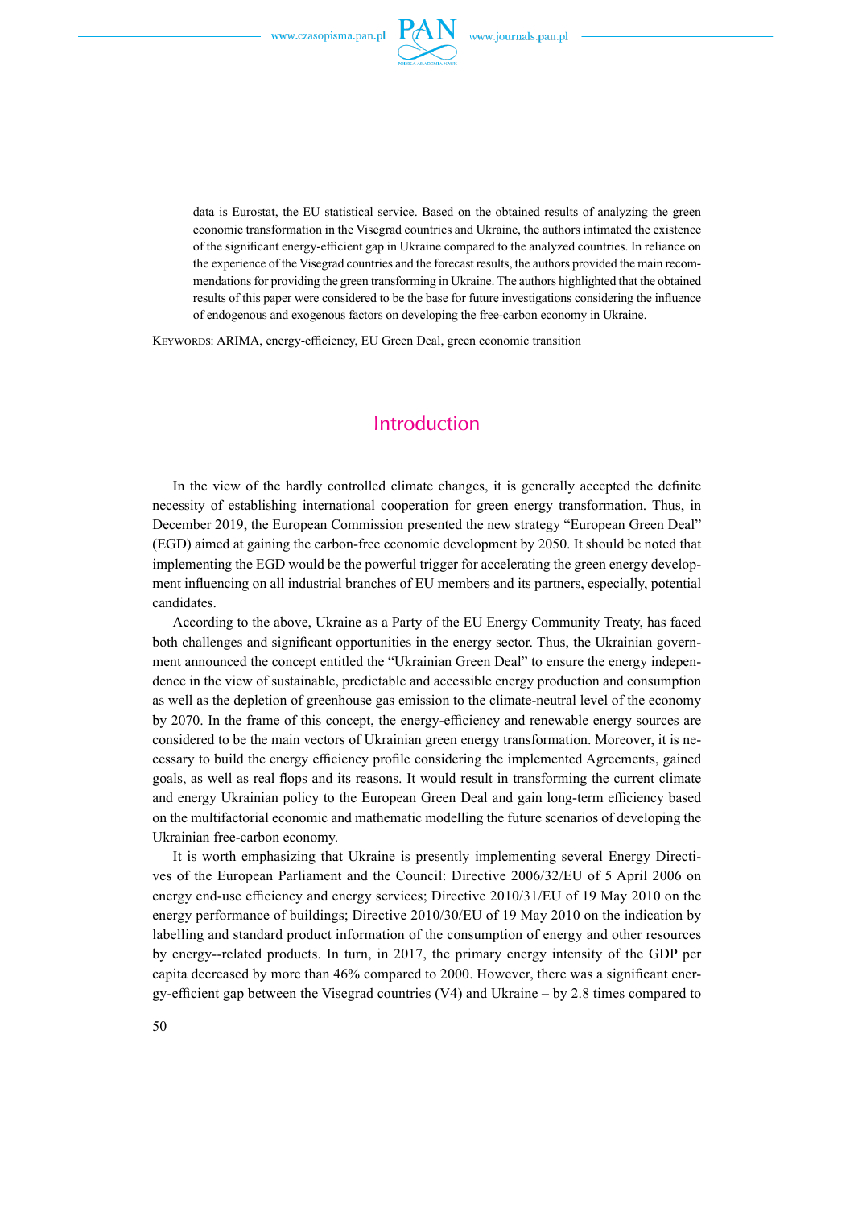data is Eurostat, the EU statistical service. Based on the obtained results of analyzing the green economic transformation in the Visegrad countries and Ukraine, the authors intimated the existence of the significant energy-efficient gap in Ukraine compared to the analyzed countries. In reliance on the experience of the Visegrad countries and the forecast results, the authors provided the main recommendations for providing the green transforming in Ukraine. The authors highlighted that the obtained results of this paper were considered to be the base for future investigations considering the influence of endogenous and exogenous factors on developing the free-carbon economy in Ukraine.

KEYWORDS: ARIMA, energy-efficiency, EU Green Deal, green economic transition

## Introduction

In the view of the hardly controlled climate changes, it is generally accepted the definite necessity of establishing international cooperation for green energy transformation. Thus, in December 2019, the European Commission presented the new strategy "European Green Deal" (EGD) aimed at gaining the carbon-free economic development by 2050. It should be noted that implementing the EGD would be the powerful trigger for accelerating the green energy development influencing on all industrial branches of EU members and its partners, especially, potential candidates.

According to the above, Ukraine as a Party of the EU Energy Community Treaty, has faced both challenges and significant opportunities in the energy sector. Thus, the Ukrainian government announced the concept entitled the "Ukrainian Green Deal" to ensure the energy independence in the view of sustainable, predictable and accessible energy production and consumption as well as the depletion of greenhouse gas emission to the climate-neutral level of the economy by 2070. In the frame of this concept, the energy-efficiency and renewable energy sources are considered to be the main vectors of Ukrainian green energy transformation. Moreover, it is necessary to build the energy efficiency profile considering the implemented Agreements, gained goals, as well as real flops and its reasons. It would result in transforming the current climate and energy Ukrainian policy to the European Green Deal and gain long-term efficiency based on the multifactorial economic and mathematic modelling the future scenarios of developing the Ukrainian free-carbon economy.

It is worth emphasizing that Ukraine is presently implementing several Energy Directives of the European Parliament and the Council: Directive 2006/32/EU of 5 April 2006 on energy end-use efficiency and energy services; Directive 2010/31/EU of 19 May 2010 on the energy performance of buildings; Directive 2010/30/EU of 19 May 2010 on the indication by labelling and standard product information of the consumption of energy and other resources by energy--related products. In turn, in 2017, the primary energy intensity of the GDP per capita decreased by more than 46% compared to 2000. However, there was a significant energy-efficient gap between the Visegrad countries (V4) and Ukraine – by 2.8 times compared to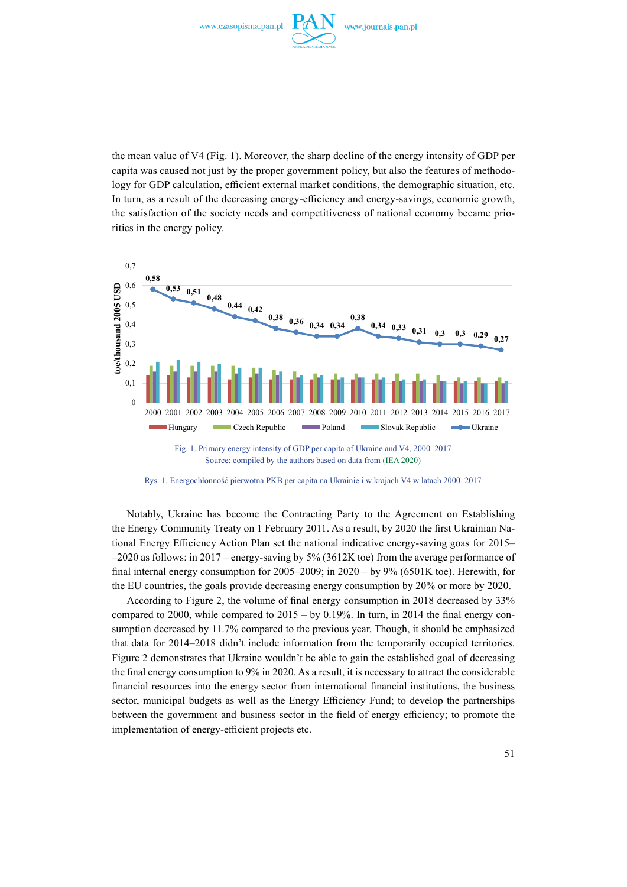the mean value of V4 (Fig. 1). Moreover, the sharp decline of the energy intensity of GDP per capita was caused not just by the proper government policy, but also the features of methodology for GDP calculation, efficient external market conditions, the demographic situation, etc. In turn, as a result of the decreasing energy-efficiency and energy-savings, economic growth, the satisfaction of the society needs and competitiveness of national economy became priorities in the energy policy.

Fig. 1. Primary energy intensity of GDP per capita of Ukraine and V4, 2000–2017
Source: compiled by the authors based on data from (IEA 2020)

Rys. 1. Energochłonność pierwotna PKB per capita na Ukrainie i w krajach V4 w latach 2000–2017

Notably, Ukraine has become the Contracting Party to the Agreement on Establishing the Energy Community Treaty on 1 February 2011. As a result, by 2020 the first Ukrainian National Energy Efficiency Action Plan set the national indicative energy-saving goas for 2015––2020 as follows: in 2017 – energy-saving by 5% (3612K toe) from the average performance of final internal energy consumption for 2005–2009; in 2020 – by 9% (6501K toe). Herewith, for the EU countries, the goals provide decreasing energy consumption by 20% or more by 2020.

According to Figure 2, the volume of final energy consumption in 2018 decreased by 33% compared to 2000, while compared to 2015 – by 0.19%. In turn, in 2014 the final energy consumption decreased by 11.7% compared to the previous year. Though, it should be emphasized that data for 2014–2018 didn't include information from the temporarily occupied territories. Figure 2 demonstrates that Ukraine wouldn't be able to gain the established goal of decreasing the final energy consumption to 9% in 2020. As a result, it is necessary to attract the considerable financial resources into the energy sector from international financial institutions, the business sector, municipal budgets as well as the Energy Efficiency Fund; to develop the partnerships between the government and business sector in the field of energy efficiency; to promote the implementation of energy-efficient projects etc.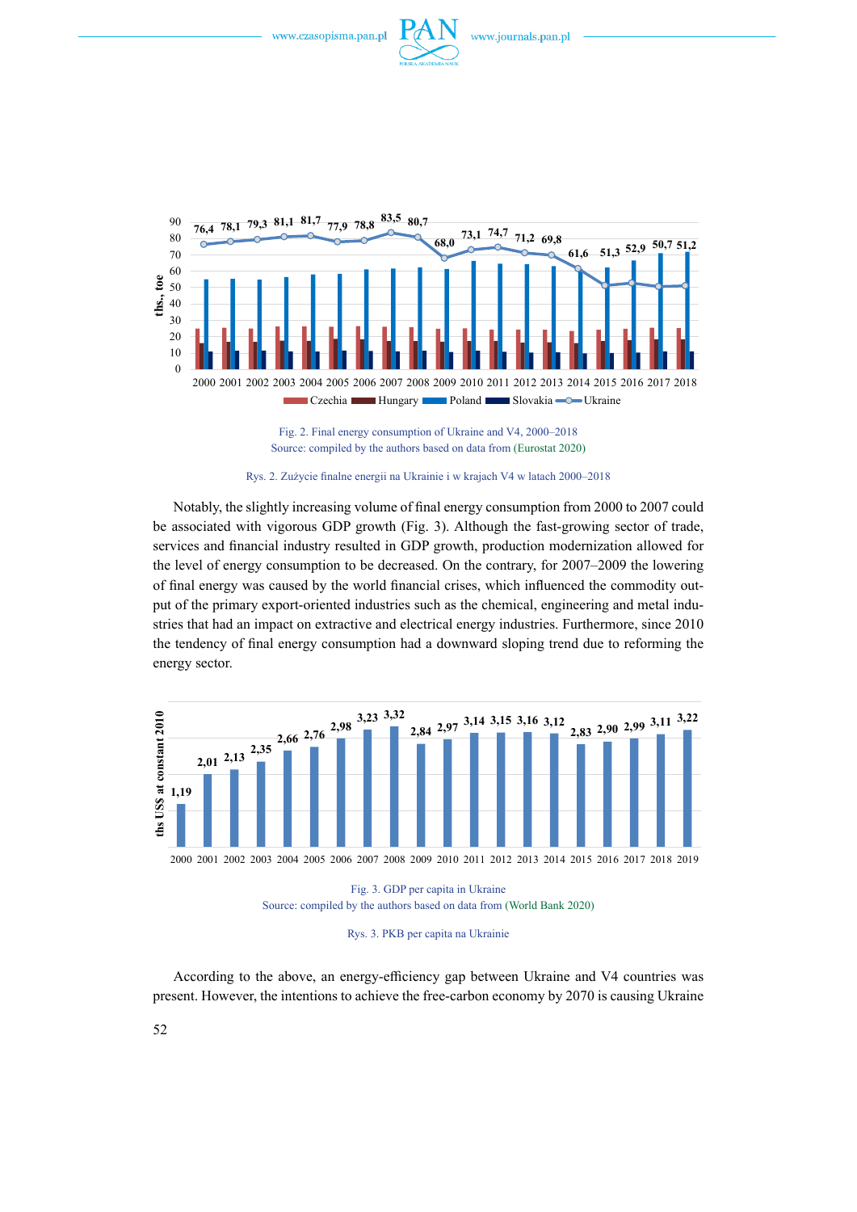Fig. 2. Final energy consumption of Ukraine and V4, 2000–2018
Source: compiled by the authors based on data from (Eurostat 2020)

Rys. 2. Zużycie finalne energii na Ukrainie i w krajach V4 w latach 2000–2018

Notably, the slightly increasing volume of final energy consumption from 2000 to 2007 could be associated with vigorous GDP growth (Fig. 3). Although the fast-growing sector of trade, services and financial industry resulted in GDP growth, production modernization allowed for the level of energy consumption to be decreased. On the contrary, for 2007–2009 the lowering of final energy was caused by the world financial crises, which influenced the commodity output of the primary export-oriented industries such as the chemical, engineering and metal industries that had an impact on extractive and electrical energy industries. Furthermore, since 2010 the tendency of final energy consumption had a downward sloping trend due to reforming the energy sector.

Fig. 3. GDP per capita in Ukraine
Source: compiled by the authors based on data from (World Bank 2020)

Rys. 3. PKB per capita na Ukrainie

According to the above, an energy-efficiency gap between Ukraine and V4 countries was present. However, the intentions to achieve the free-carbon economy by 2070 is causing Ukraine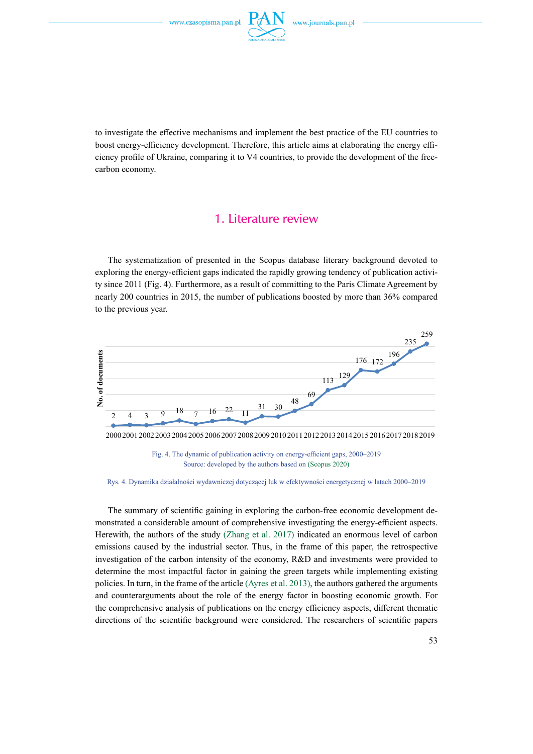to investigate the effective mechanisms and implement the best practice of the EU countries to boost energy-efficiency development. Therefore, this article aims at elaborating the energy efficiency profile of Ukraine, comparing it to V4 countries, to provide the development of the free-carbon economy.

## 1. Literature review

The systematization of presented in the Scopus database literary background devoted to exploring the energy-efficient gaps indicated the rapidly growing tendency of publication activity since 2011 (Fig. 4). Furthermore, as a result of committing to the Paris Climate Agreement by nearly 200 countries in 2015, the number of publications boosted by more than 36% compared to the previous year.

Fig. 4. The dynamic of publication activity on energy-efficient gaps, 2000–2019
Source: developed by the authors based on (Scopus 2020)

Rys. 4. Dynamika działalności wydawniczej dotyczącej luk w efektywności energetycznej w latach 2000–2019

The summary of scientific gaining in exploring the carbon-free economic development demonstrated a considerable amount of comprehensive investigating the energy-efficient aspects. Herewith, the authors of the study (Zhang et al. 2017) indicated an enormous level of carbon emissions caused by the industrial sector. Thus, in the frame of this paper, the retrospective investigation of the carbon intensity of the economy, R&D and investments were provided to determine the most impactful factor in gaining the green targets while implementing existing policies. In turn, in the frame of the article (Ayres et al. 2013), the authors gathered the arguments and counterarguments about the role of the energy factor in boosting economic growth. For the comprehensive analysis of publications on the energy efficiency aspects, different thematic directions of the scientific background were considered. The researchers of scientific papers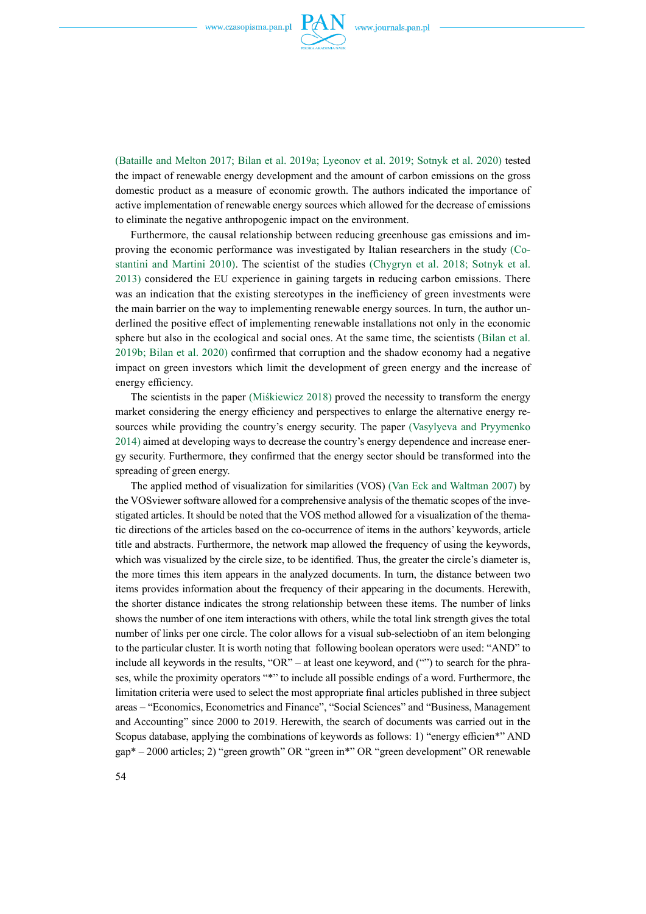(Bataille and Melton 2017; Bilan et al. 2019a; Lyeonov et al. 2019; Sotnyk et al. 2020) tested the impact of renewable energy development and the amount of carbon emissions on the gross domestic product as a measure of economic growth. The authors indicated the importance of active implementation of renewable energy sources which allowed for the decrease of emissions to eliminate the negative anthropogenic impact on the environment.

Furthermore, the causal relationship between reducing greenhouse gas emissions and improving the economic performance was investigated by Italian researchers in the study (Costantini and Martini 2010). The scientist of the studies (Chygryn et al. 2018; Sotnyk et al. 2013) considered the EU experience in gaining targets in reducing carbon emissions. There was an indication that the existing stereotypes in the inefficiency of green investments were the main barrier on the way to implementing renewable energy sources. In turn, the author underlined the positive effect of implementing renewable installations not only in the economic sphere but also in the ecological and social ones. At the same time, the scientists (Bilan et al. 2019b; Bilan et al. 2020) confirmed that corruption and the shadow economy had a negative impact on green investors which limit the development of green energy and the increase of energy efficiency.

The scientists in the paper (Miśkiewicz 2018) proved the necessity to transform the energy market considering the energy efficiency and perspectives to enlarge the alternative energy resources while providing the country's energy security. The paper (Vasylyeva and Pryymenko 2014) aimed at developing ways to decrease the country's energy dependence and increase energy security. Furthermore, they confirmed that the energy sector should be transformed into the spreading of green energy.

The applied method of visualization for similarities (VOS) (Van Eck and Waltman 2007) by the VOSviewer software allowed for a comprehensive analysis of the thematic scopes of the investigated articles. It should be noted that the VOS method allowed for a visualization of the thematic directions of the articles based on the co-occurrence of items in the authors' keywords, article title and abstracts. Furthermore, the network map allowed the frequency of using the keywords, which was visualized by the circle size, to be identified. Thus, the greater the circle's diameter is, the more times this item appears in the analyzed documents. In turn, the distance between two items provides information about the frequency of their appearing in the documents. Herewith, the shorter distance indicates the strong relationship between these items. The number of links shows the number of one item interactions with others, while the total link strength gives the total number of links per one circle. The color allows for a visual sub-selectiobn of an item belonging to the particular cluster. It is worth noting that following boolean operators were used: "AND" to include all keywords in the results, "OR" – at least one keyword, and ("") to search for the phrases, while the proximity operators "*" to include all possible endings of a word. Furthermore, the limitation criteria were used to select the most appropriate final articles published in three subject areas – "Economics, Econometrics and Finance", "Social Sciences" and "Business, Management and Accounting" since 2000 to 2019. Herewith, the search of documents was carried out in the Scopus database, applying the combinations of keywords as follows: 1) "energy efficien*" AND gap* – 2000 articles; 2) "green growth" OR "green in*" OR "green development" OR renewable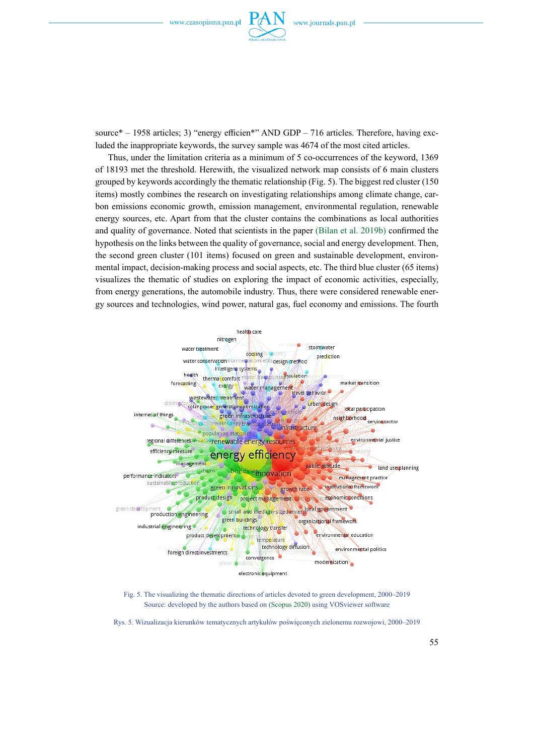source* – 1958 articles; 3) "energy efficien*" AND GDP – 716 articles. Therefore, having excluded the inappropriate keywords, the survey sample was 4674 of the most cited articles.

Thus, under the limitation criteria as a minimum of 5 co-occurrences of the keyword, 1369 of 18193 met the threshold. Herewith, the visualized network map consists of 6 main clusters grouped by keywords accordingly the thematic relationship (Fig. 5). The biggest red cluster (150 items) mostly combines the research on investigating relationships among climate change, carbon emissions economic growth, emission management, environmental regulation, renewable energy sources, etc. Apart from that the cluster contains the combinations as local authorities and quality of governance. Noted that scientists in the paper (Bilan et al. 2019b) confirmed the hypothesis on the links between the quality of governance, social and energy development. Then, the second green cluster (101 items) focused on green and sustainable development, environmental impact, decision-making process and social aspects, etc. The third blue cluster (65 items) visualizes the thematic of studies on exploring the impact of economic activities, especially, from energy generations, the automobile industry. Thus, there were considered renewable energy sources and technologies, wind power, natural gas, fuel economy and emissions. The fourth

Fig. 5. The visualizing the thematic directions of articles devoted to green development, 2000–2019
Source: developed by the authors based on (Scopus 2020) using VOSviewer software

Rys. 5. Wizualizacja kierunków tematycznych artykułów poświęconych zielonemu rozwojowi, 2000–2019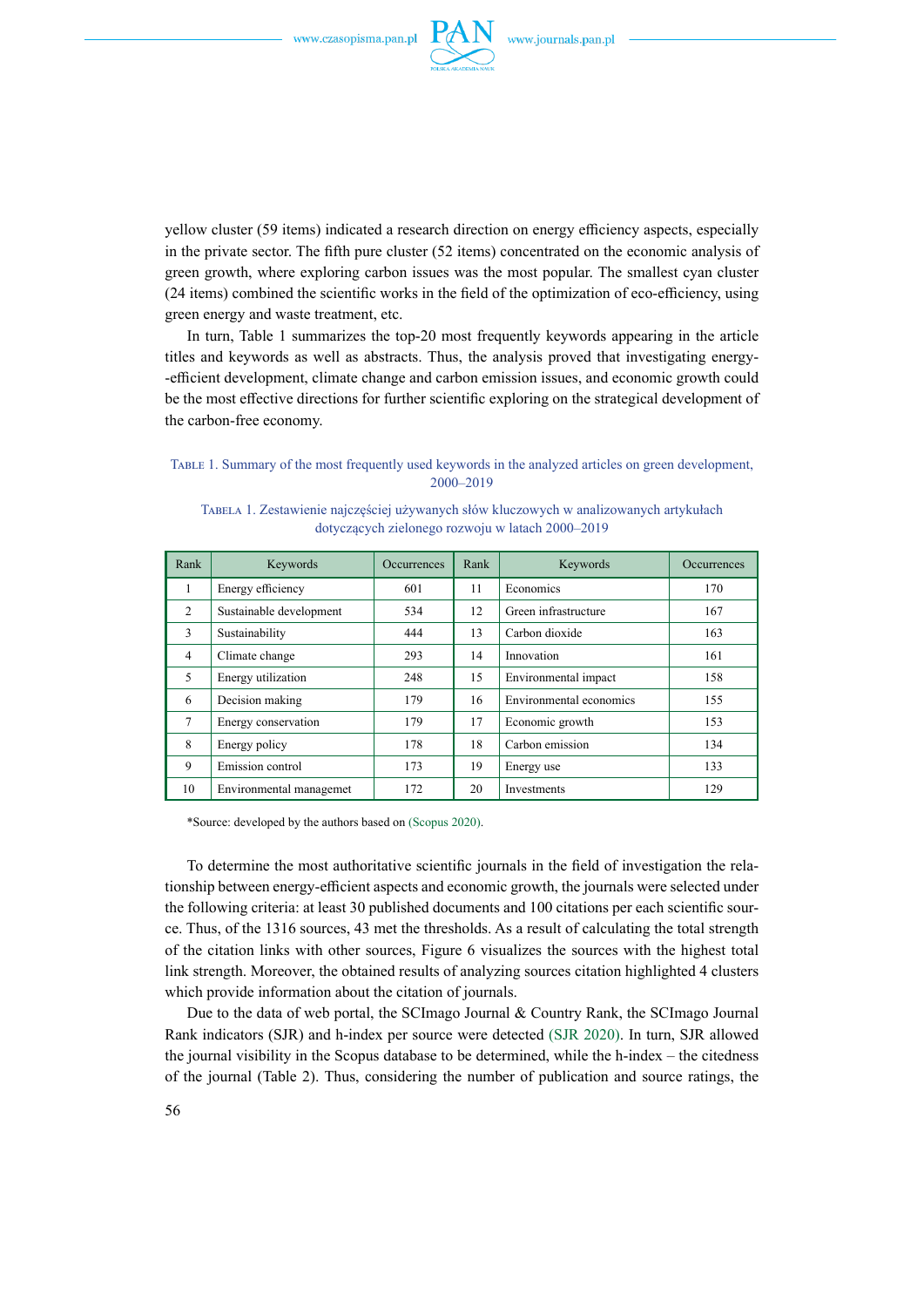yellow cluster (59 items) indicated a research direction on energy efficiency aspects, especially in the private sector. The fifth pure cluster (52 items) concentrated on the economic analysis of green growth, where exploring carbon issues was the most popular. The smallest cyan cluster (24 items) combined the scientific works in the field of the optimization of eco-efficiency, using green energy and waste treatment, etc.

In turn, Table 1 summarizes the top-20 most frequently keywords appearing in the article titles and keywords as well as abstracts. Thus, the analysis proved that investigating energy-efficient development, climate change and carbon emission issues, and economic growth could be the most effective directions for further scientific exploring on the strategical development of the carbon-free economy.

Table 1. Summary of the most frequently used keywords in the analyzed articles on green development, 2000–2019

Tabela 1. Zestawienie najczęściej używanych słów kluczowych w analizowanych artykułach dotyczących zielonego rozwoju w latach 2000–2019

| Rank | Keywords | Occurrences | Rank | Keywords | Occurrences |
|---|---|---|---|---|---|
| 1 | Energy efficiency | 601 | 11 | Economics | 170 |
| 2 | Sustainable development | 534 | 12 | Green infrastructure | 167 |
| 3 | Sustainability | 444 | 13 | Carbon dioxide | 163 |
| 4 | Climate change | 293 | 14 | Innovation | 161 |
| 5 | Energy utilization | 248 | 15 | Environmental impact | 158 |
| 6 | Decision making | 179 | 16 | Environmental economics | 155 |
| 7 | Energy conservation | 179 | 17 | Economic growth | 153 |
| 8 | Energy policy | 178 | 18 | Carbon emission | 134 |
| 9 | Emission control | 173 | 19 | Energy use | 133 |
| 10 | Environmental managemet | 172 | 20 | Investments | 129 |

*Source: developed by the authors based on (Scopus 2020).

To determine the most authoritative scientific journals in the field of investigation the relationship between energy-efficient aspects and economic growth, the journals were selected under the following criteria: at least 30 published documents and 100 citations per each scientific source. Thus, of the 1316 sources, 43 met the thresholds. As a result of calculating the total strength of the citation links with other sources, Figure 6 visualizes the sources with the highest total link strength. Moreover, the obtained results of analyzing sources citation highlighted 4 clusters which provide information about the citation of journals.

Due to the data of web portal, the SCImago Journal & Country Rank, the SCImago Journal Rank indicators (SJR) and h-index per source were detected (SJR 2020). In turn, SJR allowed the journal visibility in the Scopus database to be determined, while the h-index – the citedness of the journal (Table 2). Thus, considering the number of publication and source ratings, the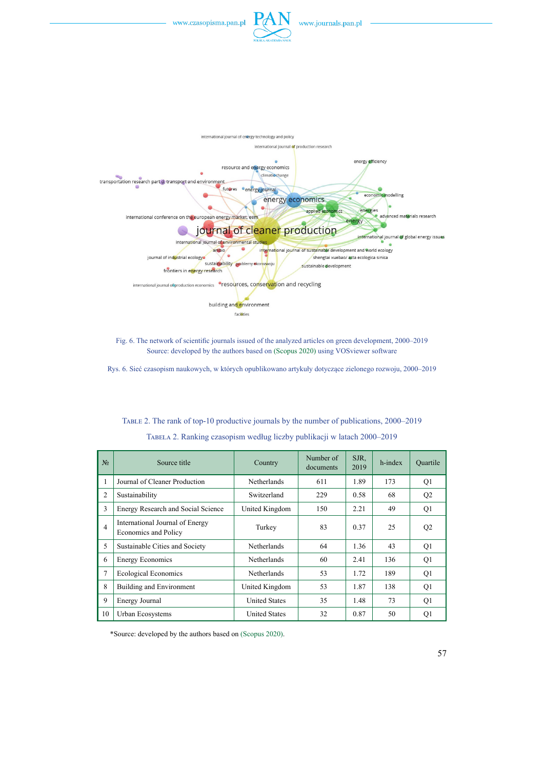Fig. 6. The network of scientific journals issued of the analyzed articles on green development, 2000–2019
Source: developed by the authors based on (Scopus 2020) using VOSviewer software

Rys. 6. Sieć czasopism naukowych, w których opublikowano artykuły dotyczące zielonego rozwoju, 2000–2019

TABLE 2. The rank of top-10 productive journals by the number of publications, 2000–2019

TABELA 2. Ranking czasopism według liczby publikacji w latach 2000–2019

| № | Source title | Country | Number of documents | SJR, 2019 | h-index | Quartile |
|---|---|---|---|---|---|---|
| 1 | Journal of Cleaner Production | Netherlands | 611 | 1.89 | 173 | Q1 |
| 2 | Sustainability | Switzerland | 229 | 0.58 | 68 | Q2 |
| 3 | Energy Research and Social Science | United Kingdom | 150 | 2.21 | 49 | Q1 |
| 4 | International Journal of Energy Economics and Policy | Turkey | 83 | 0.37 | 25 | Q2 |
| 5 | Sustainable Cities and Society | Netherlands | 64 | 1.36 | 43 | Q1 |
| 6 | Energy Economics | Netherlands | 60 | 2.41 | 136 | Q1 |
| 7 | Ecological Economics | Netherlands | 53 | 1.72 | 189 | Q1 |
| 8 | Building and Environment | United Kingdom | 53 | 1.87 | 138 | Q1 |
| 9 | Energy Journal | United States | 35 | 1.48 | 73 | Q1 |
| 10 | Urban Ecosystems | United States | 32 | 0.87 | 50 | Q1 |

*Source: developed by the authors based on (Scopus 2020).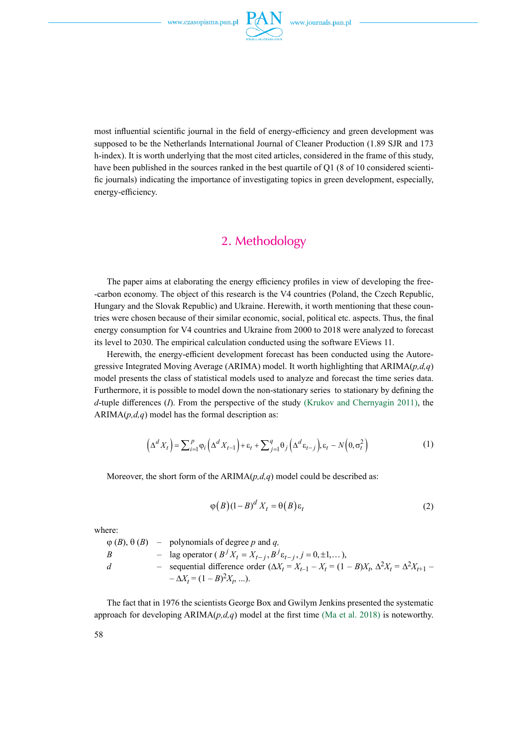most influential scientific journal in the field of energy-efficiency and green development was supposed to be the Netherlands International Journal of Cleaner Production (1.89 SJR and 173 h-index). It is worth underlying that the most cited articles, considered in the frame of this study, have been published in the sources ranked in the best quartile of Q1 (8 of 10 considered scientific journals) indicating the importance of investigating topics in green development, especially, energy-efficiency.

## 2. Methodology

The paper aims at elaborating the energy efficiency profiles in view of developing the free-carbon economy. The object of this research is the V4 countries (Poland, the Czech Republic, Hungary and the Slovak Republic) and Ukraine. Herewith, it worth mentioning that these countries were chosen because of their similar economic, social, political etc. aspects. Thus, the final energy consumption for V4 countries and Ukraine from 2000 to 2018 were analyzed to forecast its level to 2030. The empirical calculation conducted using the software EViews 11.

Herewith, the energy-efficient development forecast has been conducted using the Autoregressive Integrated Moving Average (ARIMA) model. It worth highlighting that ARIMA($p,d,q$) model presents the class of statistical models used to analyze and forecast the time series data. Furthermore, it is possible to model down the non-stationary series to stationary by defining the $d$-tuple differences ($I$). From the perspective of the study (Krukov and Chernyagin 2011), the ARIMA($p,d,q$) model has the formal description as:

$$\left(\Delta^d X_t\right) = \sum_{i=1}^{p} \varphi_i \left(\Delta^d X_{t-1}\right) + \varepsilon_t + \sum_{j=1}^{q} \theta_j \left(\Delta^d \varepsilon_{t-j}\right), \varepsilon_t \sim N\left(0, \sigma_t^2\right) \tag{1}$$

Moreover, the short form of the ARIMA($p,d,q$) model could be described as:

$$\varphi(B)(1-B)^d X_t = \theta(B)\varepsilon_t \tag{2}$$

where:

$\varphi(B)$, $\theta(B)$ – polynomials of degree $p$ and $q$,

$B$ – lag operator ( $B^j X_t = X_{t-j}, B^j \varepsilon_{t-j}, j = 0, \pm 1, \ldots$ ),

$d$ – sequential difference order ($\Delta X_t = X_{t-1} - X_t = (1 - B)X_t$, $\Delta^2 X_t = \Delta^2 X_{t+1} - \Delta X_t = (1 - B)^2 X_t$, ...).

The fact that in 1976 the scientists George Box and Gwilym Jenkins presented the systematic approach for developing ARIMA($p,d,q$) model at the first time (Ma et al. 2018) is noteworthy.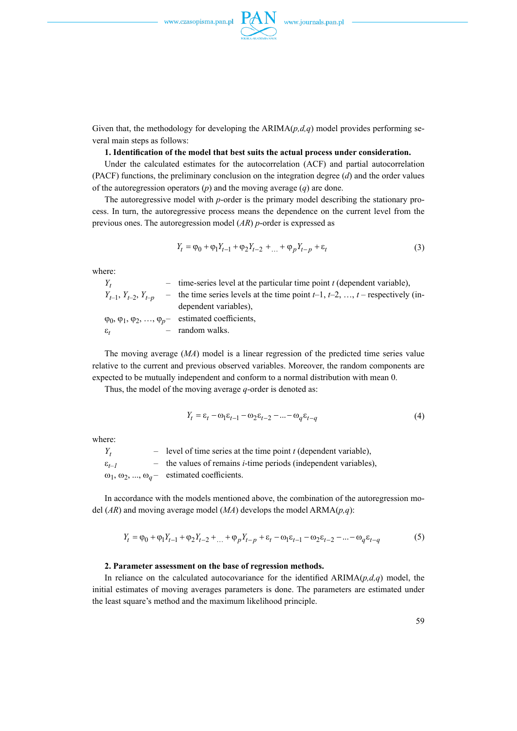Given that, the methodology for developing the ARIMA($p,d,q$) model provides performing several main steps as follows:

**1. Identification of the model that best suits the actual process under consideration.**

Under the calculated estimates for the autocorrelation (ACF) and partial autocorrelation (PACF) functions, the preliminary conclusion on the integration degree ($d$) and the order values of the autoregression operators ($p$) and the moving average ($q$) are done.

The autoregressive model with $p$-order is the primary model describing the stationary process. In turn, the autoregressive process means the dependence on the current level from the previous ones. The autoregression model ($AR$) $p$-order is expressed as

$$Y_t = \varphi_0 + \varphi_1 Y_{t-1} + \varphi_2 Y_{t-2} + _{\dots} + \varphi_p Y_{t-p} + \varepsilon_t \tag{3}$$

where:

$Y_t$ – time-series level at the particular time point $t$ (dependent variable),

$Y_{t-1}$, $Y_{t-2}$, $Y_{t-p}$ – the time series levels at the time point $t$–1, $t$–2, …, $t$ – respectively (independent variables),

$\varphi_0, \varphi_1, \varphi_2, \dots, \varphi_p$ – estimated coefficients,

$\varepsilon_t$ – random walks.

The moving average ($MA$) model is a linear regression of the predicted time series value relative to the current and previous observed variables. Moreover, the random components are expected to be mutually independent and conform to a normal distribution with mean 0.

Thus, the model of the moving average $q$-order is denoted as:

$$Y_t = \varepsilon_t - \omega_1 \varepsilon_{t-1} - \omega_2 \varepsilon_{t-2} - \dots - \omega_q \varepsilon_{t-q} \tag{4}$$

where:

$Y_t$ – level of time series at the time point $t$ (dependent variable),

$\varepsilon_{t-1}$ – the values of remains $i$-time periods (independent variables),

$\omega_1, \omega_2, \dots, \omega_q$ – estimated coefficients.

In accordance with the models mentioned above, the combination of the autoregression model ($AR$) and moving average model ($MA$) develops the model ARMA($p,q$):

$$Y_t = \varphi_0 + \varphi_1 Y_{t-1} + \varphi_2 Y_{t-2} + _{\dots} + \varphi_p Y_{t-p} + \varepsilon_t - \omega_1 \varepsilon_{t-1} - \omega_2 \varepsilon_{t-2} - \dots - \omega_q \varepsilon_{t-q} \tag{5}$$

**2. Parameter assessment on the base of regression methods.**

In reliance on the calculated autocovariance for the identified ARIMA($p,d,q$) model, the initial estimates of moving averages parameters is done. The parameters are estimated under the least square's method and the maximum likelihood principle.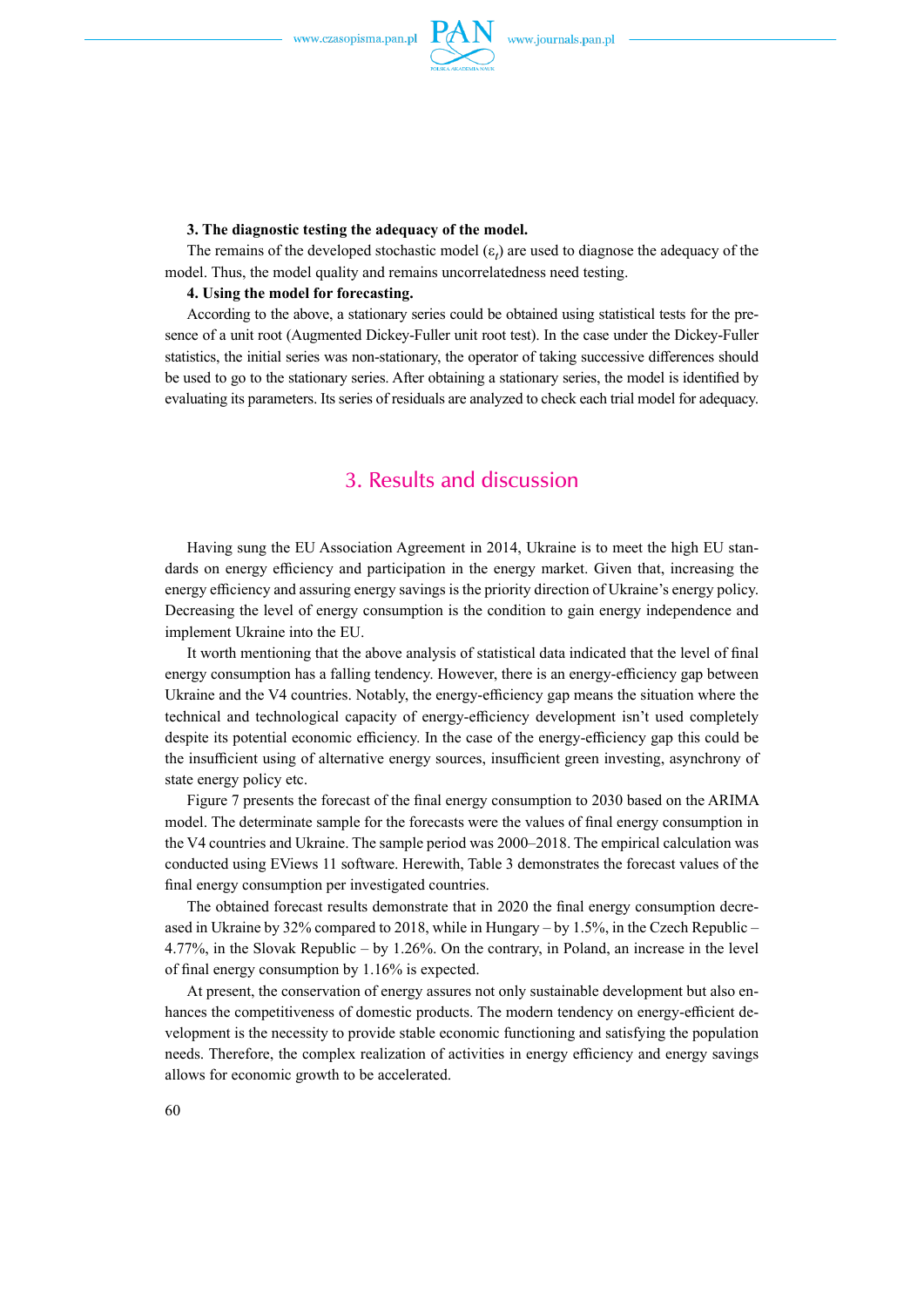**3. The diagnostic testing the adequacy of the model.**

The remains of the developed stochastic model ($\varepsilon_t$) are used to diagnose the adequacy of the model. Thus, the model quality and remains uncorrelatedness need testing.

**4. Using the model for forecasting.**

According to the above, a stationary series could be obtained using statistical tests for the presence of a unit root (Augmented Dickey-Fuller unit root test). In the case under the Dickey-Fuller statistics, the initial series was non-stationary, the operator of taking successive differences should be used to go to the stationary series. After obtaining a stationary series, the model is identified by evaluating its parameters. Its series of residuals are analyzed to check each trial model for adequacy.

## 3. Results and discussion

Having sung the EU Association Agreement in 2014, Ukraine is to meet the high EU standards on energy efficiency and participation in the energy market. Given that, increasing the energy efficiency and assuring energy savings is the priority direction of Ukraine's energy policy. Decreasing the level of energy consumption is the condition to gain energy independence and implement Ukraine into the EU.

It worth mentioning that the above analysis of statistical data indicated that the level of final energy consumption has a falling tendency. However, there is an energy-efficiency gap between Ukraine and the V4 countries. Notably, the energy-efficiency gap means the situation where the technical and technological capacity of energy-efficiency development isn't used completely despite its potential economic efficiency. In the case of the energy-efficiency gap this could be the insufficient using of alternative energy sources, insufficient green investing, asynchrony of state energy policy etc.

Figure 7 presents the forecast of the final energy consumption to 2030 based on the ARIMA model. The determinate sample for the forecasts were the values of final energy consumption in the V4 countries and Ukraine. The sample period was 2000–2018. The empirical calculation was conducted using EViews 11 software. Herewith, Table 3 demonstrates the forecast values of the final energy consumption per investigated countries.

The obtained forecast results demonstrate that in 2020 the final energy consumption decreased in Ukraine by 32% compared to 2018, while in Hungary – by 1.5%, in the Czech Republic – 4.77%, in the Slovak Republic – by 1.26%. On the contrary, in Poland, an increase in the level of final energy consumption by 1.16% is expected.

At present, the conservation of energy assures not only sustainable development but also enhances the competitiveness of domestic products. The modern tendency on energy-efficient development is the necessity to provide stable economic functioning and satisfying the population needs. Therefore, the complex realization of activities in energy efficiency and energy savings allows for economic growth to be accelerated.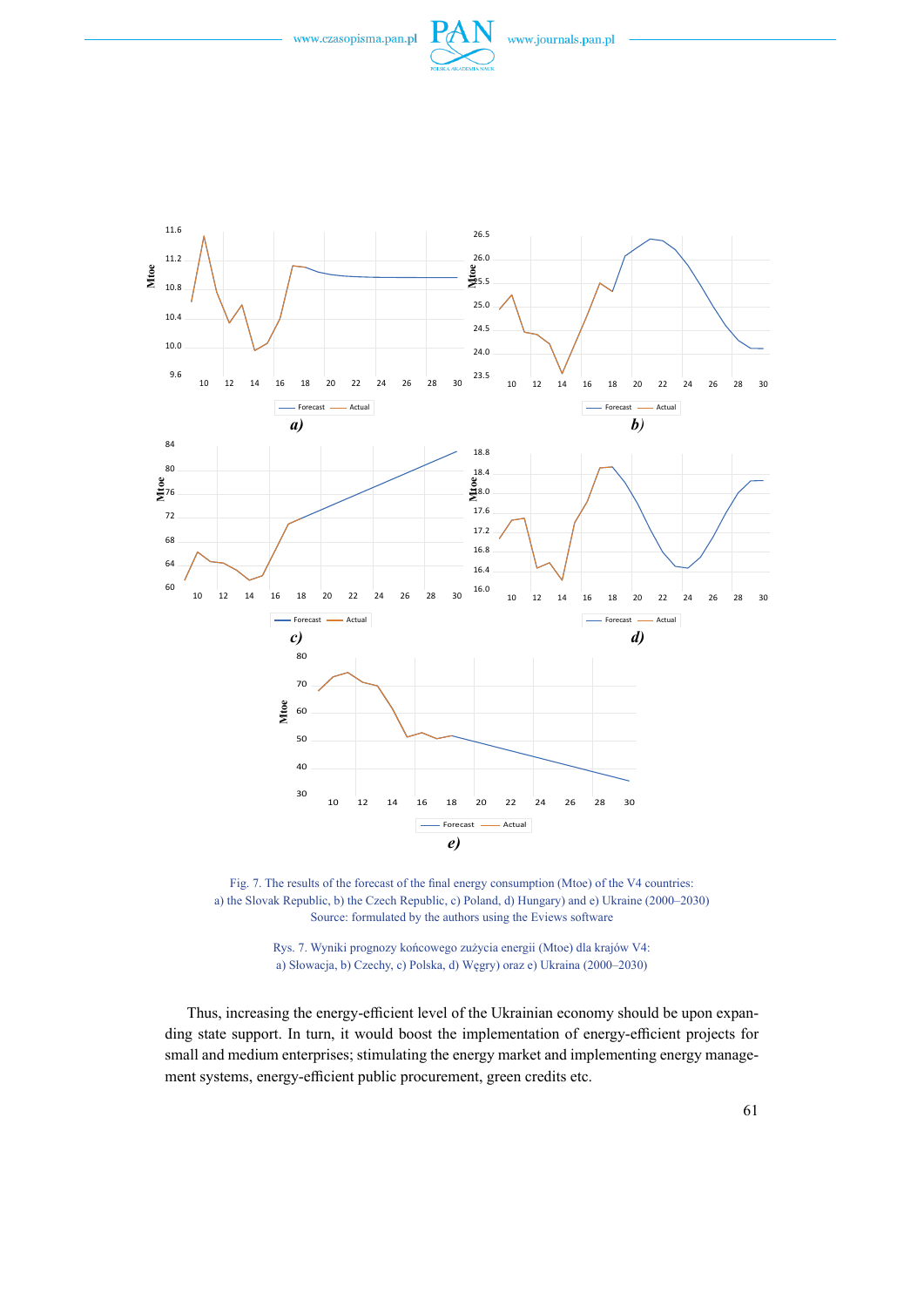Fig. 7. The results of the forecast of the final energy consumption (Mtoe) of the V4 countries:
a) the Slovak Republic, b) the Czech Republic, c) Poland, d) Hungary) and e) Ukraine (2000–2030)
Source: formulated by the authors using the Eviews software

Rys. 7. Wyniki prognozy końcowego zużycia energii (Mtoe) dla krajów V4:
a) Słowacja, b) Czechy, c) Polska, d) Węgry) oraz e) Ukraina (2000–2030)

Thus, increasing the energy-efficient level of the Ukrainian economy should be upon expanding state support. In turn, it would boost the implementation of energy-efficient projects for small and medium enterprises; stimulating the energy market and implementing energy management systems, energy-efficient public procurement, green credits etc.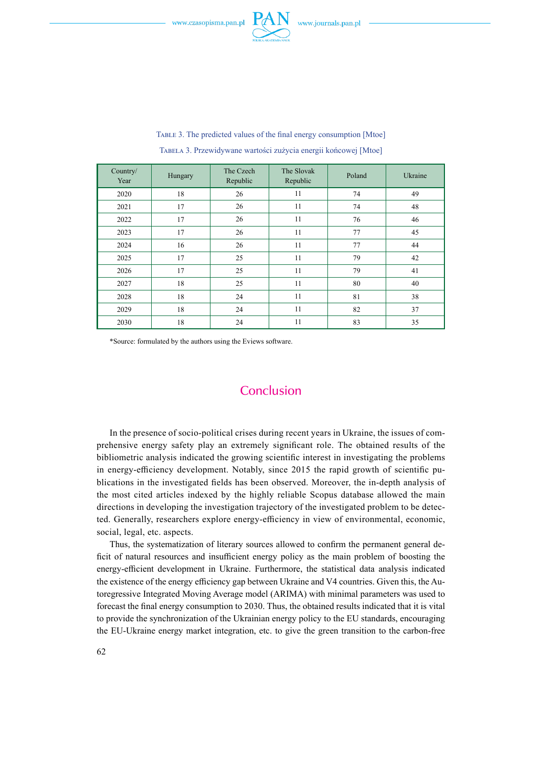Table 3. The predicted values of the final energy consumption [Mtoe]

Tabela 3. Przewidywane wartości zużycia energii końcowej [Mtoe]

| Country/ Year | Hungary | The Czech Republic | The Slovak Republic | Poland | Ukraine |
|---|---|---|---|---|---|
| 2020 | 18 | 26 | 11 | 74 | 49 |
| 2021 | 17 | 26 | 11 | 74 | 48 |
| 2022 | 17 | 26 | 11 | 76 | 46 |
| 2023 | 17 | 26 | 11 | 77 | 45 |
| 2024 | 16 | 26 | 11 | 77 | 44 |
| 2025 | 17 | 25 | 11 | 79 | 42 |
| 2026 | 17 | 25 | 11 | 79 | 41 |
| 2027 | 18 | 25 | 11 | 80 | 40 |
| 2028 | 18 | 24 | 11 | 81 | 38 |
| 2029 | 18 | 24 | 11 | 82 | 37 |
| 2030 | 18 | 24 | 11 | 83 | 35 |

*Source: formulated by the authors using the Eviews software.

## Conclusion

In the presence of socio-political crises during recent years in Ukraine, the issues of comprehensive energy safety play an extremely significant role. The obtained results of the bibliometric analysis indicated the growing scientific interest in investigating the problems in energy-efficiency development. Notably, since 2015 the rapid growth of scientific publications in the investigated fields has been observed. Moreover, the in-depth analysis of the most cited articles indexed by the highly reliable Scopus database allowed the main directions in developing the investigation trajectory of the investigated problem to be detected. Generally, researchers explore energy-efficiency in view of environmental, economic, social, legal, etc. aspects.

Thus, the systematization of literary sources allowed to confirm the permanent general deficit of natural resources and insufficient energy policy as the main problem of boosting the energy-efficient development in Ukraine. Furthermore, the statistical data analysis indicated the existence of the energy efficiency gap between Ukraine and V4 countries. Given this, the Autoregressive Integrated Moving Average model (ARIMA) with minimal parameters was used to forecast the final energy consumption to 2030. Thus, the obtained results indicated that it is vital to provide the synchronization of the Ukrainian energy policy to the EU standards, encouraging the EU-Ukraine energy market integration, etc. to give the green transition to the carbon-free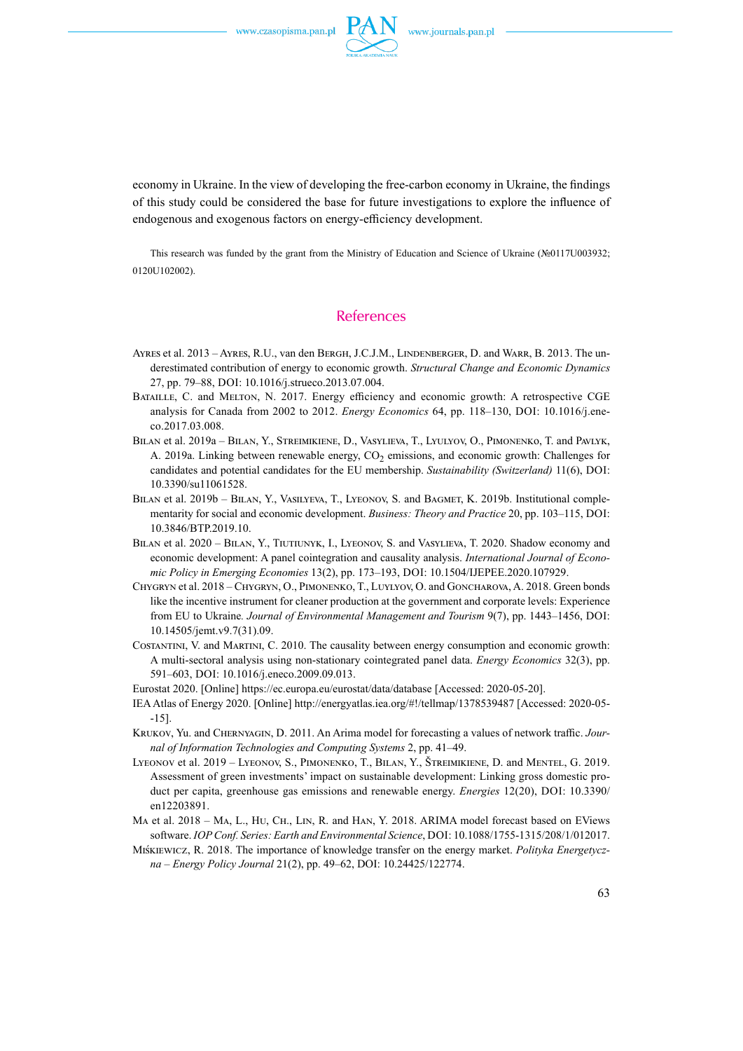economy in Ukraine. In the view of developing the free-carbon economy in Ukraine, the findings of this study could be considered the base for future investigations to explore the influence of endogenous and exogenous factors on energy-efficiency development.

This research was funded by the grant from the Ministry of Education and Science of Ukraine (№0117U003932; 0120U102002).

## References

Ayres et al. 2013 – Ayres, R.U., van den Bergh, J.C.J.M., Lindenberger, D. and Warr, B. 2013. The underestimated contribution of energy to economic growth. *Structural Change and Economic Dynamics* 27, pp. 79–88, DOI: 10.1016/j.strueco.2013.07.004.

Bataille, C. and Melton, N. 2017. Energy efficiency and economic growth: A retrospective CGE analysis for Canada from 2002 to 2012. *Energy Economics* 64, pp. 118–130, DOI: 10.1016/j.eneco.2017.03.008.

Bilan et al. 2019a – Bilan, Y., Streimikiene, D., Vasylieva, T., Lyulyov, O., Pimonenko, T. and Pavlyk, A. 2019a. Linking between renewable energy, $CO_2$ emissions, and economic growth: Challenges for candidates and potential candidates for the EU membership. *Sustainability (Switzerland)* 11(6), DOI: 10.3390/su11061528.

Bilan et al. 2019b – Bilan, Y., Vasilyeva, T., Lyeonov, S. and Bagmet, K. 2019b. Institutional complementarity for social and economic development. *Business: Theory and Practice* 20, pp. 103–115, DOI: 10.3846/BTP.2019.10.

Bilan et al. 2020 – Bilan, Y., Tiutiunyk, I., Lyeonov, S. and Vasylieva, T. 2020. Shadow economy and economic development: A panel cointegration and causality analysis. *International Journal of Economic Policy in Emerging Economies* 13(2), pp. 173–193, DOI: 10.1504/IJEPEE.2020.107929.

Chygryn et al. 2018 – Chygryn, O., Pimonenko, T., Luylyov, O. and Goncharova, A. 2018. Green bonds like the incentive instrument for cleaner production at the government and corporate levels: Experience from EU to Ukraine. *Journal of Environmental Management and Tourism* 9(7), pp. 1443–1456, DOI: 10.14505/jemt.v9.7(31).09.

Costantini, V. and Martini, C. 2010. The causality between energy consumption and economic growth: A multi-sectoral analysis using non-stationary cointegrated panel data. *Energy Economics* 32(3), pp. 591–603, DOI: 10.1016/j.eneco.2009.09.013.

Eurostat 2020. [Online] https://ec.europa.eu/eurostat/data/database [Accessed: 2020-05-20].

IEA Atlas of Energy 2020. [Online] http://energyatlas.iea.org/#!/tellmap/1378539487 [Accessed: 2020-05--15].

Krukov, Yu. and Chernyagin, D. 2011. An Arima model for forecasting a values of network traffic. *Journal of Information Technologies and Computing Systems* 2, pp. 41–49.

Lyeonov et al. 2019 – Lyeonov, S., Pimonenko, T., Bilan, Y., Štreimikiene, D. and Mentel, G. 2019. Assessment of green investments' impact on sustainable development: Linking gross domestic product per capita, greenhouse gas emissions and renewable energy. *Energies* 12(20), DOI: 10.3390/en12203891.

Ma et al. 2018 – Ma, L., Hu, Ch., Lin, R. and Han, Y. 2018. ARIMA model forecast based on EViews software. *IOP Conf. Series: Earth and Environmental Science*, DOI: 10.1088/1755-1315/208/1/012017.

Miśkiewicz, R. 2018. The importance of knowledge transfer on the energy market. *Polityka Energetyczna – Energy Policy Journal* 21(2), pp. 49–62, DOI: 10.24425/122774.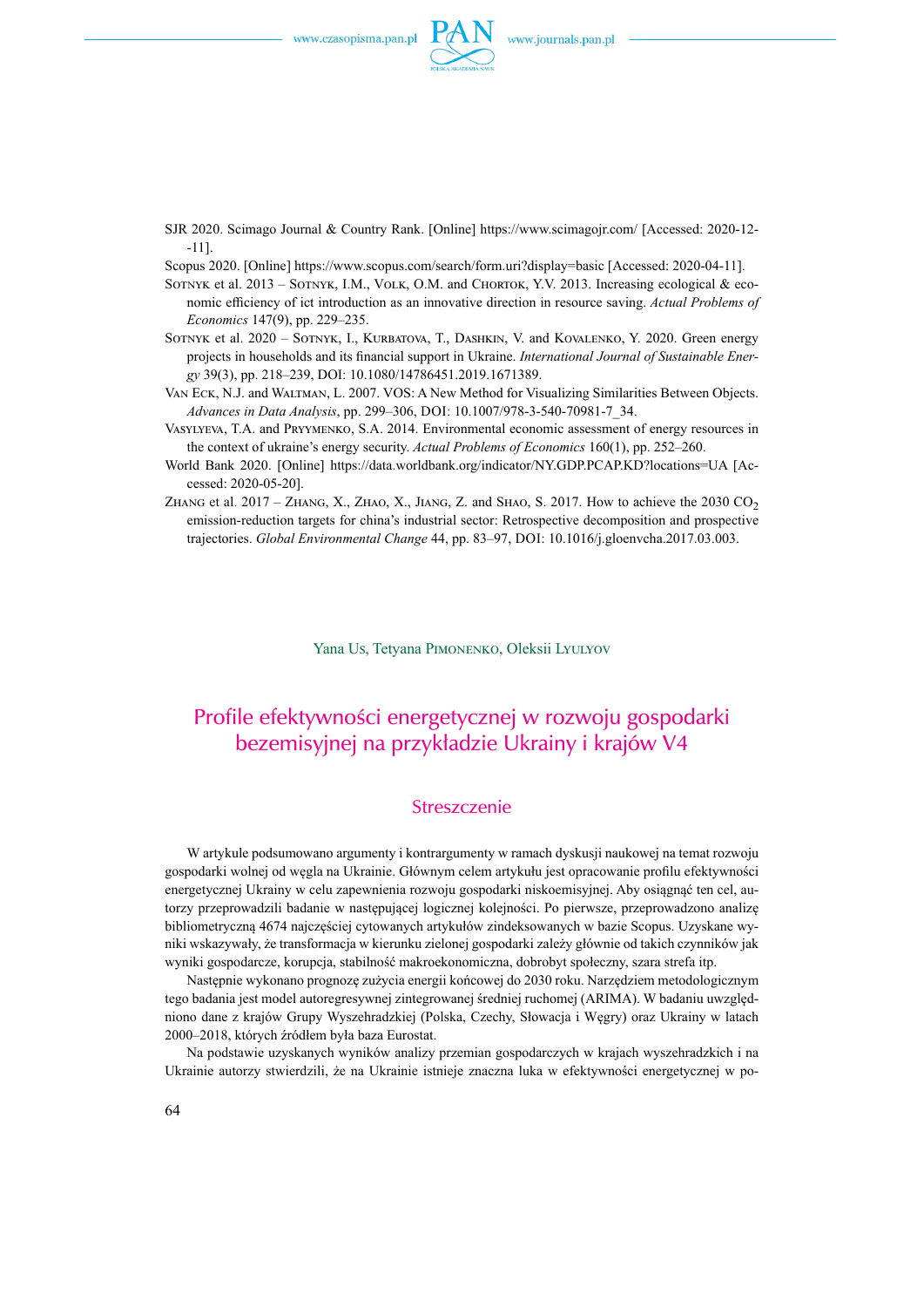SJR 2020. Scimago Journal & Country Rank. [Online] https://www.scimagojr.com/ [Accessed: 2020-12--11].

Scopus 2020. [Online] https://www.scopus.com/search/form.uri?display=basic [Accessed: 2020-04-11].

Sotnyk et al. 2013 – Sotnyk, I.M., Volk, O.M. and Chortok, Y.V. 2013. Increasing ecological & economic efficiency of ict introduction as an innovative direction in resource saving. *Actual Problems of Economics* 147(9), pp. 229–235.

Sotnyk et al. 2020 – Sotnyk, I., Kurbatova, T., Dashkin, V. and Kovalenko, Y. 2020. Green energy projects in households and its financial support in Ukraine. *International Journal of Sustainable Energy* 39(3), pp. 218–239, DOI: 10.1080/14786451.2019.1671389.

Van Eck, N.J. and Waltman, L. 2007. VOS: A New Method for Visualizing Similarities Between Objects. *Advances in Data Analysis*, pp. 299–306, DOI: 10.1007/978-3-540-70981-7_34.

Vasylyeva, T.A. and Pryymenko, S.A. 2014. Environmental economic assessment of energy resources in the context of ukraine's energy security. *Actual Problems of Economics* 160(1), pp. 252–260.

World Bank 2020. [Online] https://data.worldbank.org/indicator/NY.GDP.PCAP.KD?locations=UA [Accessed: 2020-05-20].

Zhang et al. 2017 – Zhang, X., Zhao, X., Jiang, Z. and Shao, S. 2017. How to achieve the 2030 $CO_2$ emission-reduction targets for china's industrial sector: Retrospective decomposition and prospective trajectories. *Global Environmental Change* 44, pp. 83–97, DOI: 10.1016/j.gloenvcha.2017.03.003.

Yana Us, Tetyana Pimonenko, Oleksii Lyulyov

# Profile efektywności energetycznej w rozwoju gospodarki bezemisyjnej na przykładzie Ukrainy i krajów V4

## Streszczenie

W artykule podsumowano argumenty i kontrargumenty w ramach dyskusji naukowej na temat rozwoju gospodarki wolnej od węgla na Ukrainie. Głównym celem artykułu jest opracowanie profilu efektywności energetycznej Ukrainy w celu zapewnienia rozwoju gospodarki niskoemisyjnej. Aby osiągnąć ten cel, autorzy przeprowadzili badanie w następującej logicznej kolejności. Po pierwsze, przeprowadzono analizę bibliometryczną 4674 najczęściej cytowanych artykułów zindeksowanych w bazie Scopus. Uzyskane wyniki wskazywały, że transformacja w kierunku zielonej gospodarki zależy głównie od takich czynników jak wyniki gospodarcze, korupcja, stabilność makroekonomiczna, dobrobyt społeczny, szara strefa itp.

Następnie wykonano prognozę zużycia energii końcowej do 2030 roku. Narzędziem metodologicznym tego badania jest model autoregresywnej zintegrowanej średniej ruchomej (ARIMA). W badaniu uwzględniono dane z krajów Grupy Wyszehradzkiej (Polska, Czechy, Słowacja i Węgry) oraz Ukrainy w latach 2000–2018, których źródłem była baza Eurostat.

Na podstawie uzyskanych wyników analizy przemian gospodarczych w krajach wyszehradzkich i na Ukrainie autorzy stwierdzili, że na Ukrainie istnieje znaczna luka w efektywności energetycznej w po-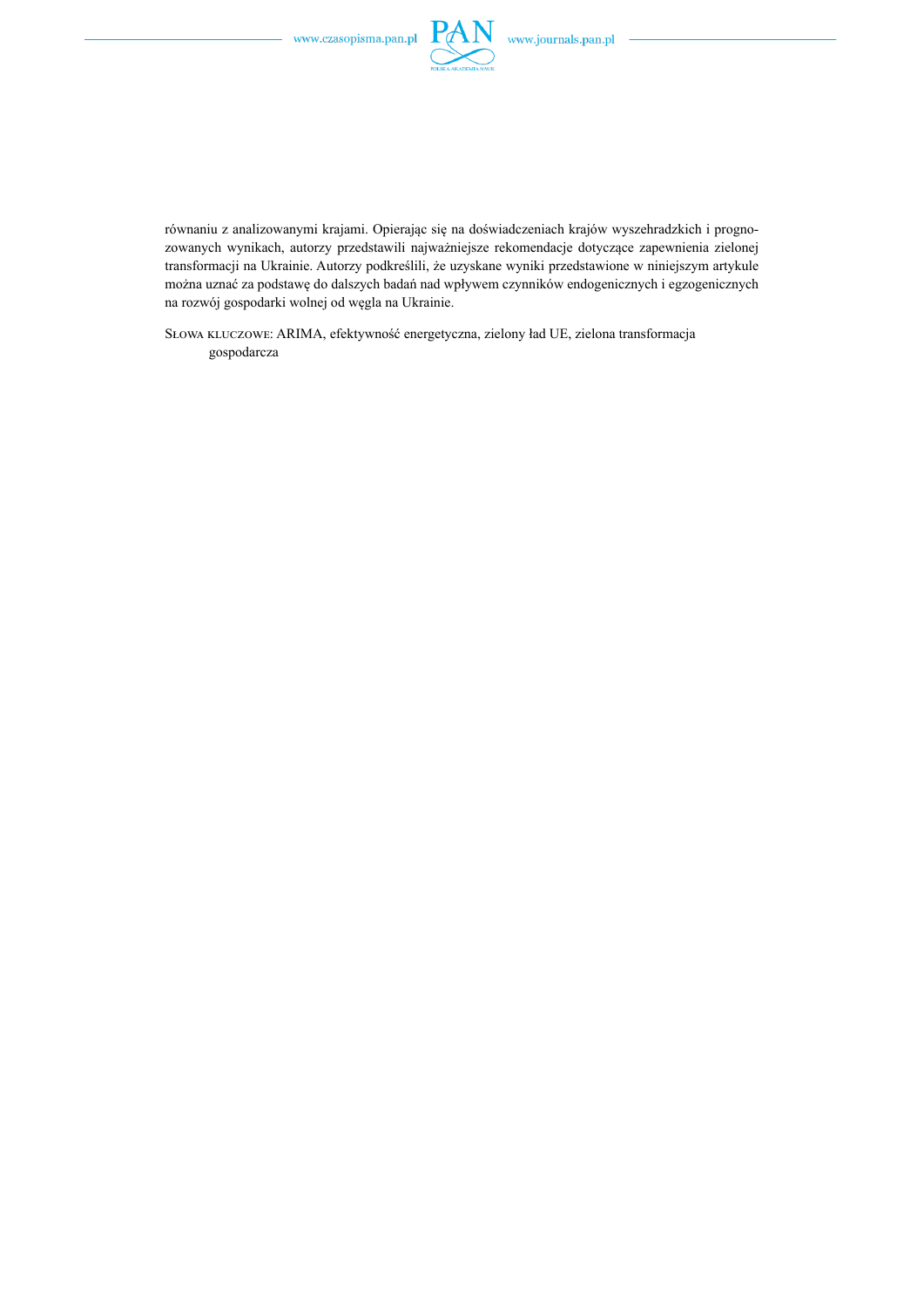równaniu z analizowanymi krajami. Opierając się na doświadczeniach krajów wyszehradzkich i prognozowanych wynikach, autorzy przedstawili najważniejsze rekomendacje dotyczące zapewnienia zielonej transformacji na Ukrainie. Autorzy podkreślili, że uzyskane wyniki przedstawione w niniejszym artykule można uznać za podstawę do dalszych badań nad wpływem czynników endogenicznych i egzogenicznych na rozwój gospodarki wolnej od węgla na Ukrainie.

Słowa kluczowe: ARIMA, efektywność energetyczna, zielony ład UE, zielona transformacja gospodarcza